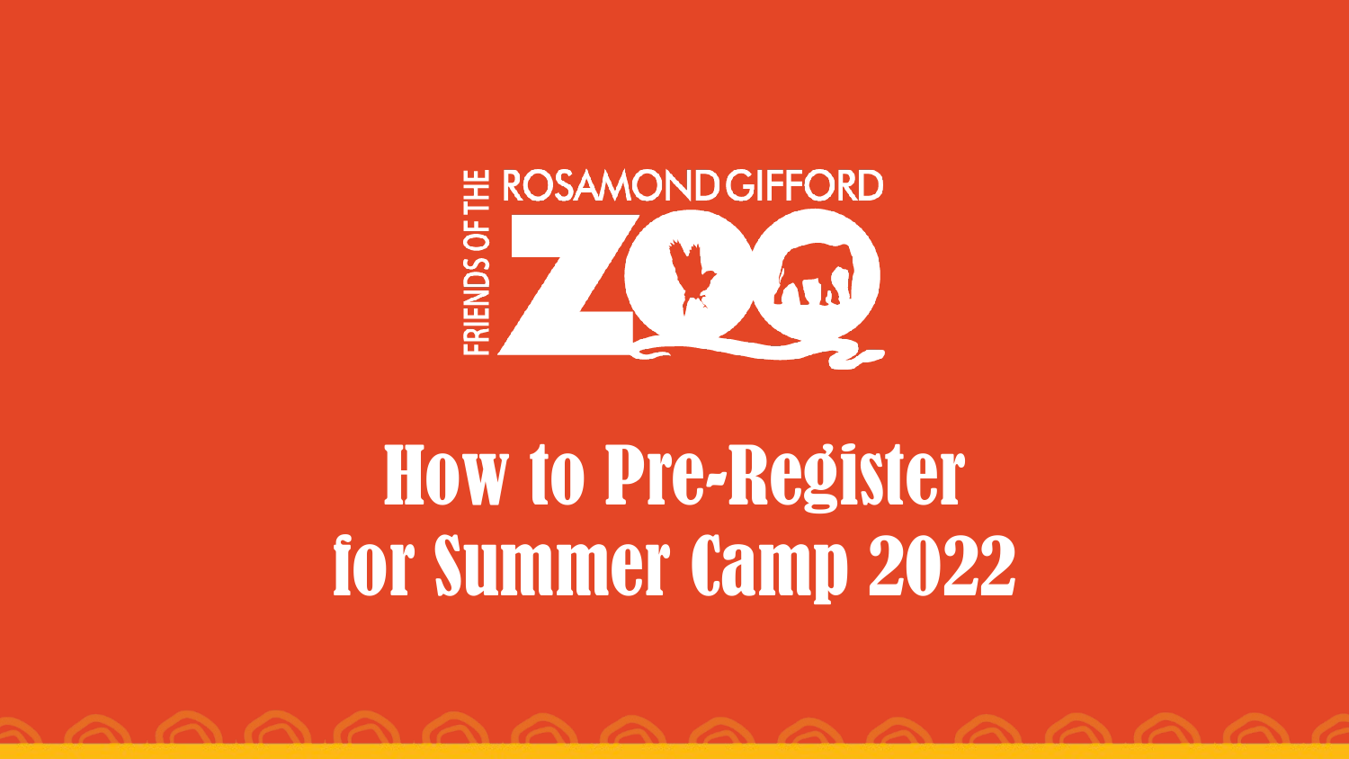FRIENDS OF THE ROSAMOND GIFFORD ZOO

# How to Pre-Register for Summer Camp 2022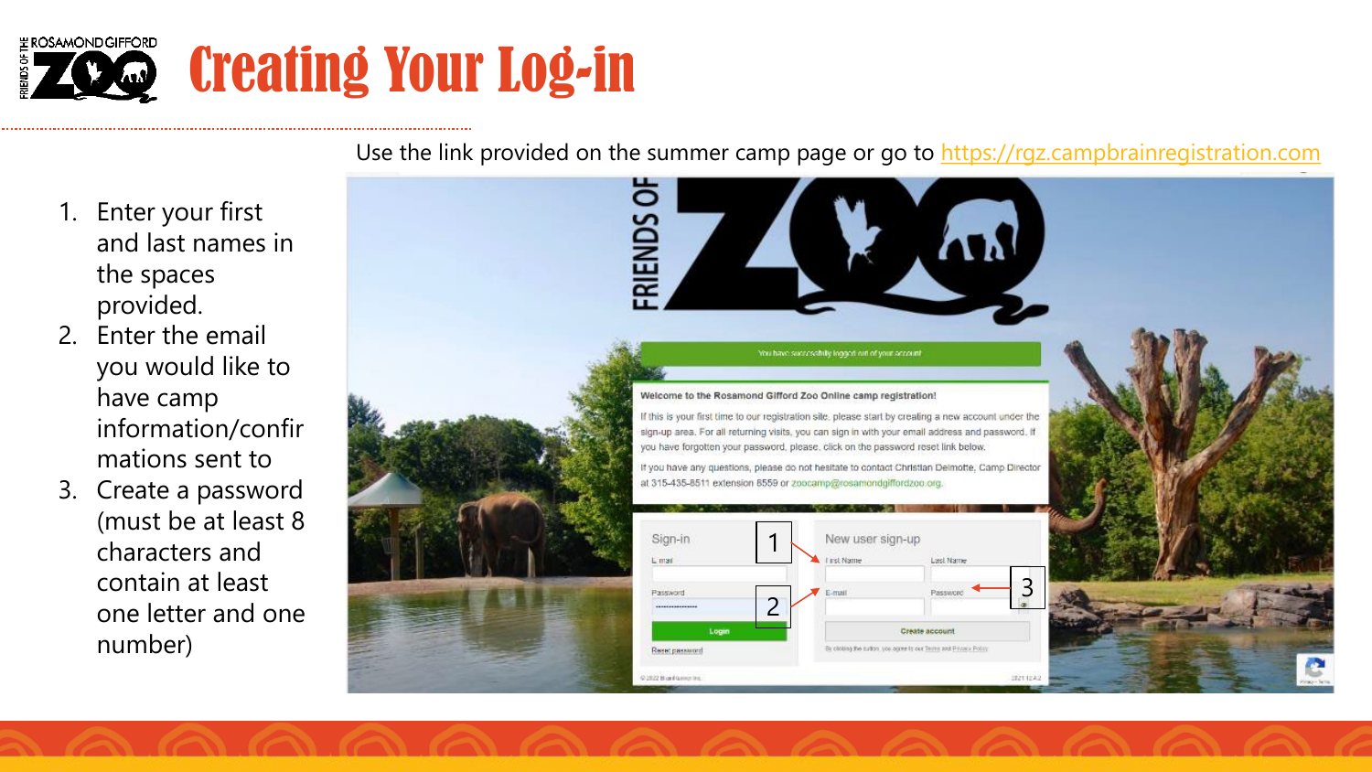# Creating Your Log-in

Use the link provided on the summer camp page or go to https://rgz.campbrainregistration.com

1. Enter your first and last names in the spaces provided.
2. Enter the email you would like to have camp information/confirmations sent to
3. Create a password (must be at least 8 characters and contain at least one letter and one number)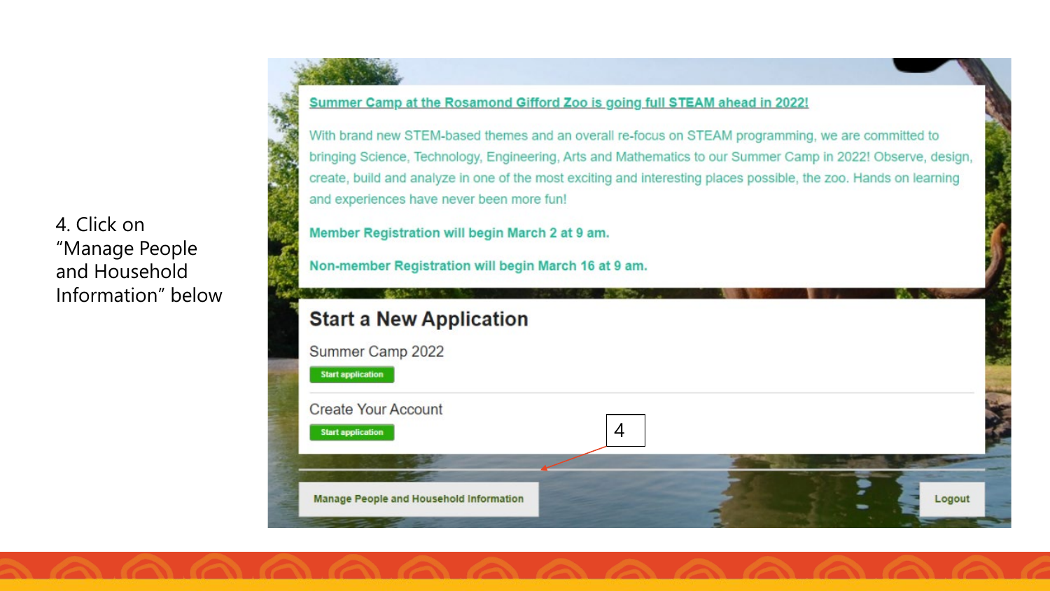4. Click on "Manage People and Household Information" below

Summer Camp at the Rosamond Gifford Zoo is going full STEAM ahead in 2022!

With brand new STEM-based themes and an overall re-focus on STEAM programming, we are committed to bringing Science, Technology, Engineering, Arts and Mathematics to our Summer Camp in 2022! Observe, design, create, build and analyze in one of the most exciting and interesting places possible, the zoo. Hands on learning and experiences have never been more fun!

**Member Registration will begin March 2 at 9 am.**

**Non-member Registration will begin March 16 at 9 am.**

## Start a New Application

Summer Camp 2022

Start application

Create Your Account

Start application

4

Manage People and Household Information

Logout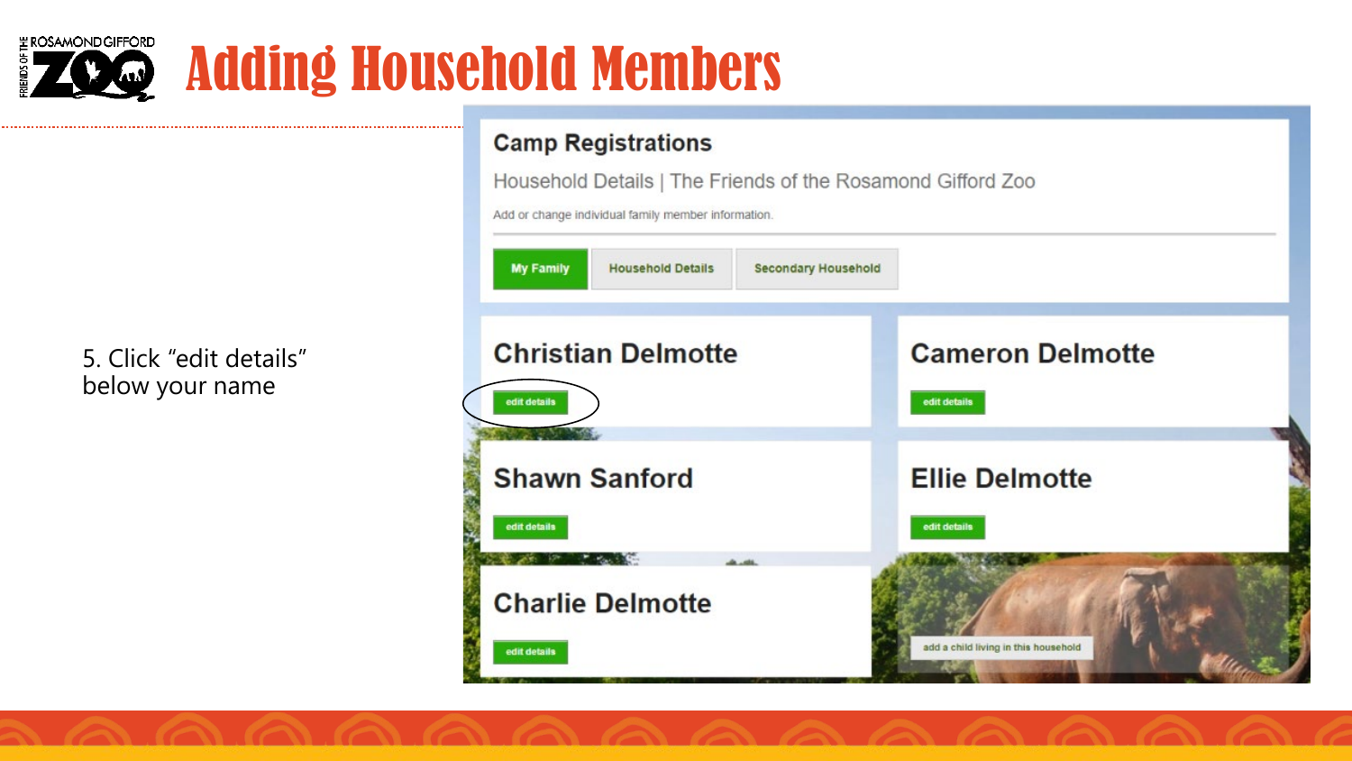# Adding Household Members

5. Click “edit details” below your name

## Camp Registrations

Household Details | The Friends of the Rosamond Gifford Zoo

Add or change individual family member information.

My Family | Household Details | Secondary Household

**Christian Delmotte**

edit details

**Cameron Delmotte**

edit details

**Shawn Sanford**

edit details

**Ellie Delmotte**

edit details

**Charlie Delmotte**

edit details

add a child living in this household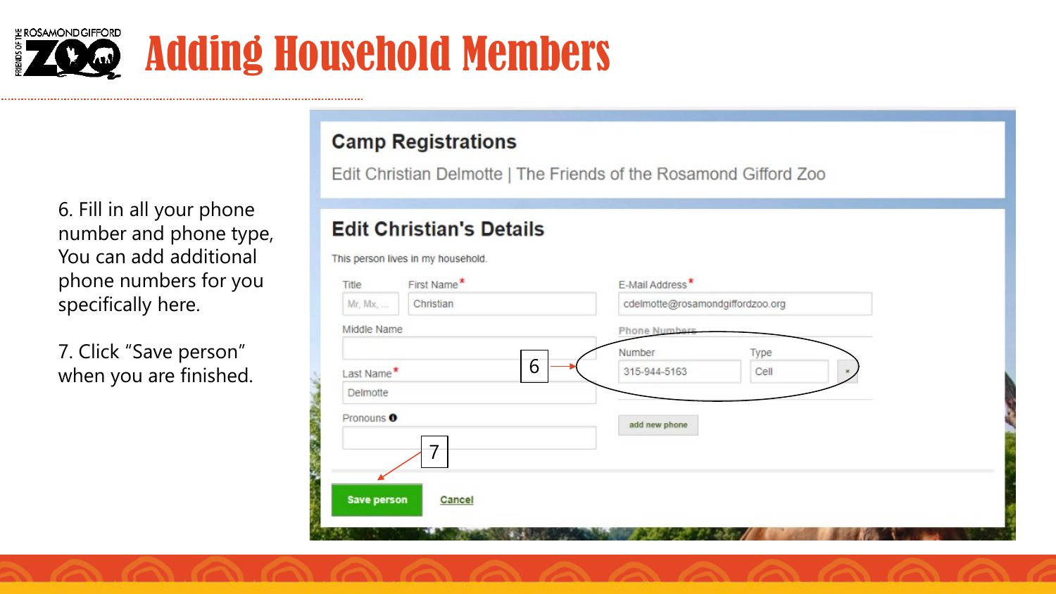# Adding Household Members

6. Fill in all your phone number and phone type, You can add additional phone numbers for you specifically here.

7. Click "Save person" when you are finished.

## Camp Registrations

Edit Christian Delmotte | The Friends of the Rosamond Gifford Zoo

### Edit Christian's Details

This person lives in my household.

Title: Mr, Mx, ...

First Name*: Christian

Middle Name:

Last Name*: Delmotte

Pronouns:

E-Mail Address*: cdelmotte@rosamondgiffordzoo.org

Phone Numbers

| Number | Type |
| --- | --- |
| 315-944-5163 | Cell |

add new phone

Save person | Cancel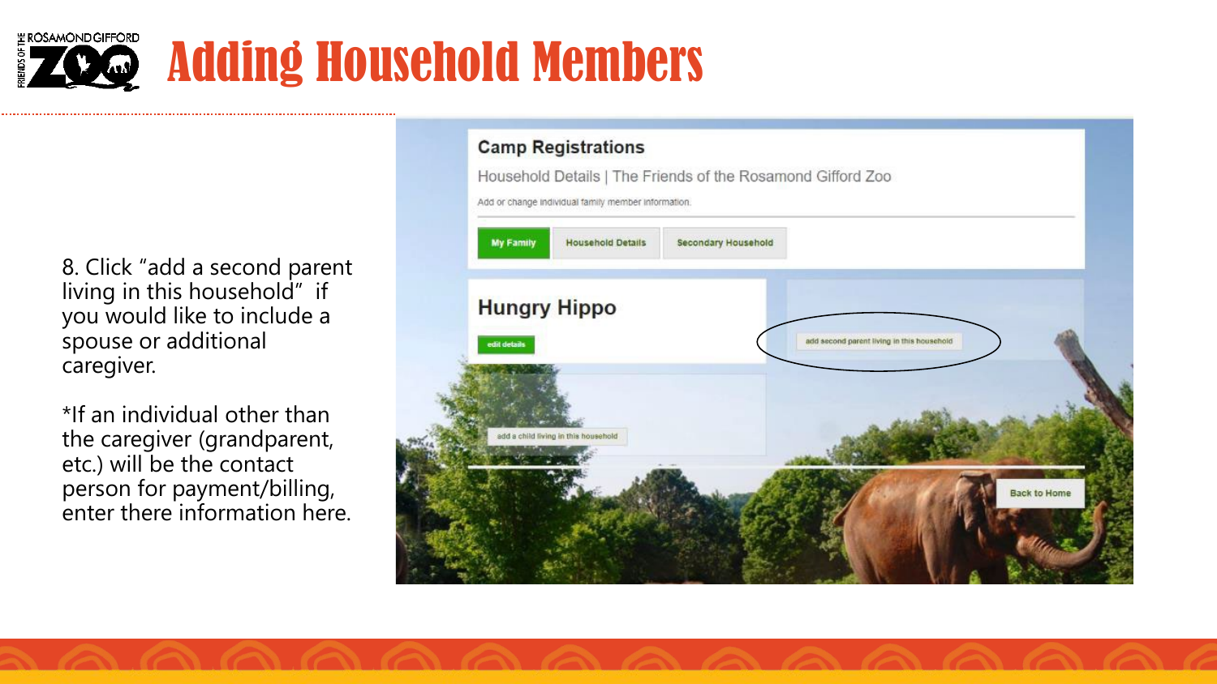# Adding Household Members

8. Click “add a second parent living in this household” if you would like to include a spouse or additional caregiver.

*If an individual other than the caregiver (grandparent, etc.) will be the contact person for payment/billing, enter there information here.

**Camp Registrations**

Household Details | The Friends of the Rosamond Gifford Zoo

Add or change individual family member information.

My Family | Household Details | Secondary Household

**Hungry Hippo**

edit details

add second parent living in this household

add a child living in this household

Back to Home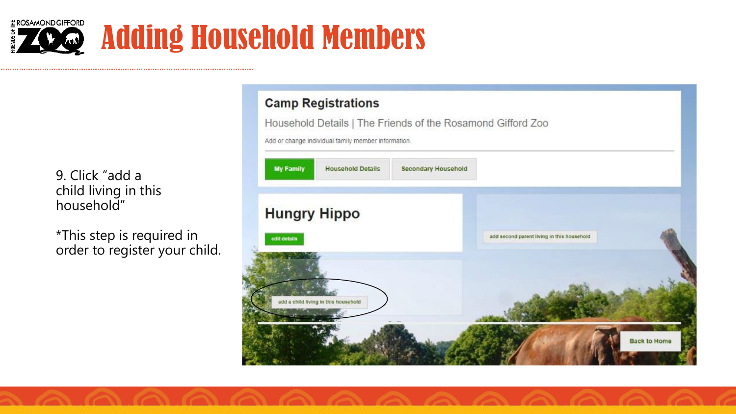# Adding Household Members

9. Click “add a child living in this household”

*This step is required in order to register your child.

Camp Registrations

Household Details | The Friends of the Rosamond Gifford Zoo

Add or change individual family member information.

My Family | Household Details | Secondary Household

Hungry Hippo

edit details

add second parent living in this household

add a child living in this household

Back to Home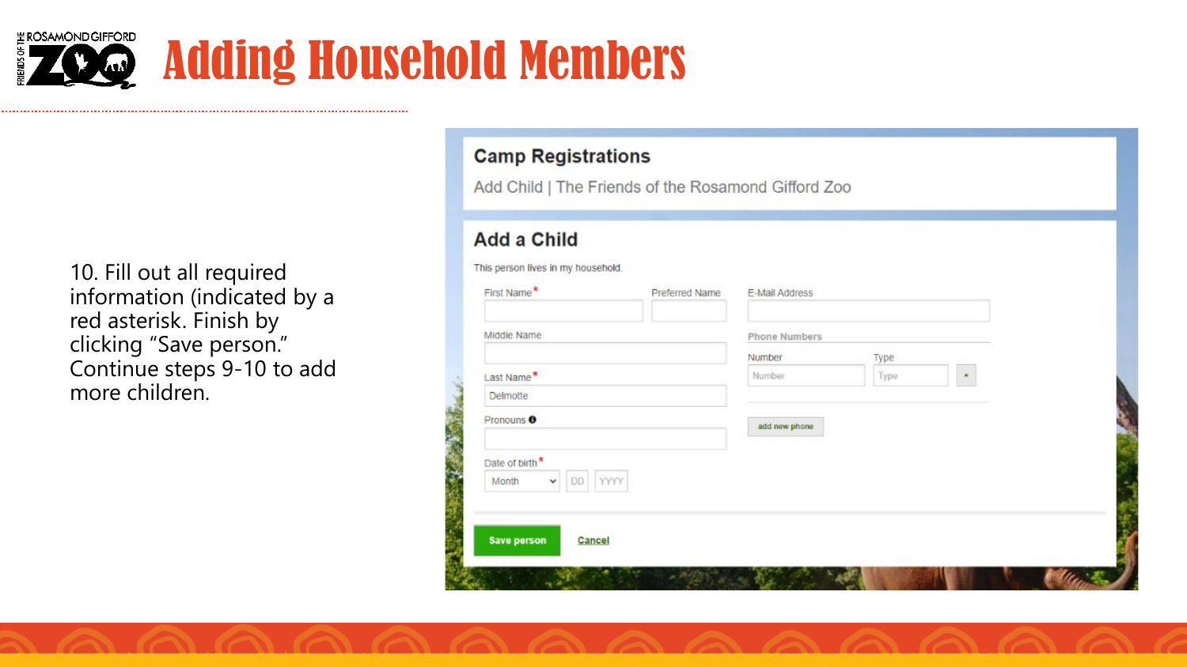# Adding Household Members

10. Fill out all required information (indicated by a red asterisk. Finish by clicking "Save person." Continue steps 9-10 to add more children.

## Camp Registrations

Add Child | The Friends of the Rosamond Gifford Zoo

## Add a Child

This person lives in my household.

First Name*

Preferred Name

E-Mail Address

Middle Name

Phone Numbers

Number

Type

Last Name*

Delmotte

Pronouns

add new phone

Date of birth*

Month DD YYYY

Save person

Cancel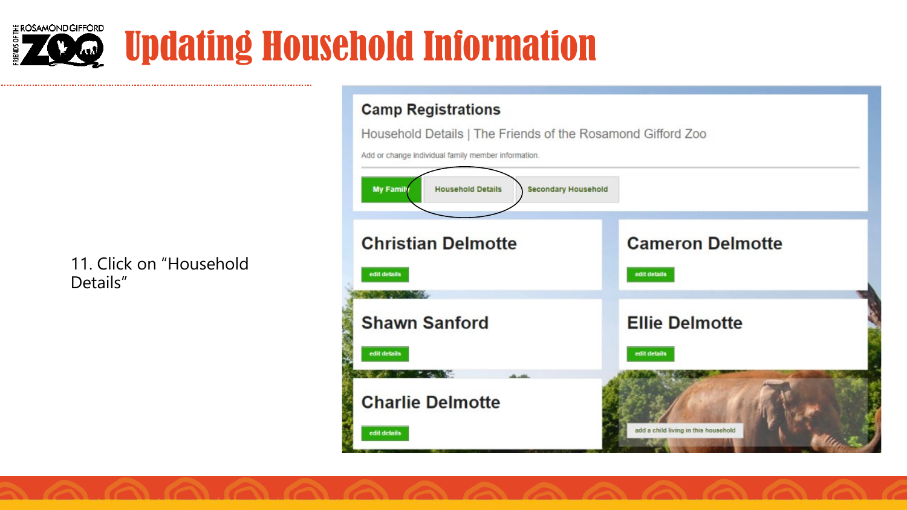# Updating Household Information

11. Click on "Household Details"

## Camp Registrations

Household Details | The Friends of the Rosamond Gifford Zoo

Add or change individual family member information.

My Family | Household Details | Secondary Household

**Christian Delmotte**

edit details

**Cameron Delmotte**

edit details

**Shawn Sanford**

edit details

**Ellie Delmotte**

edit details

**Charlie Delmotte**

edit details

add a child living in this household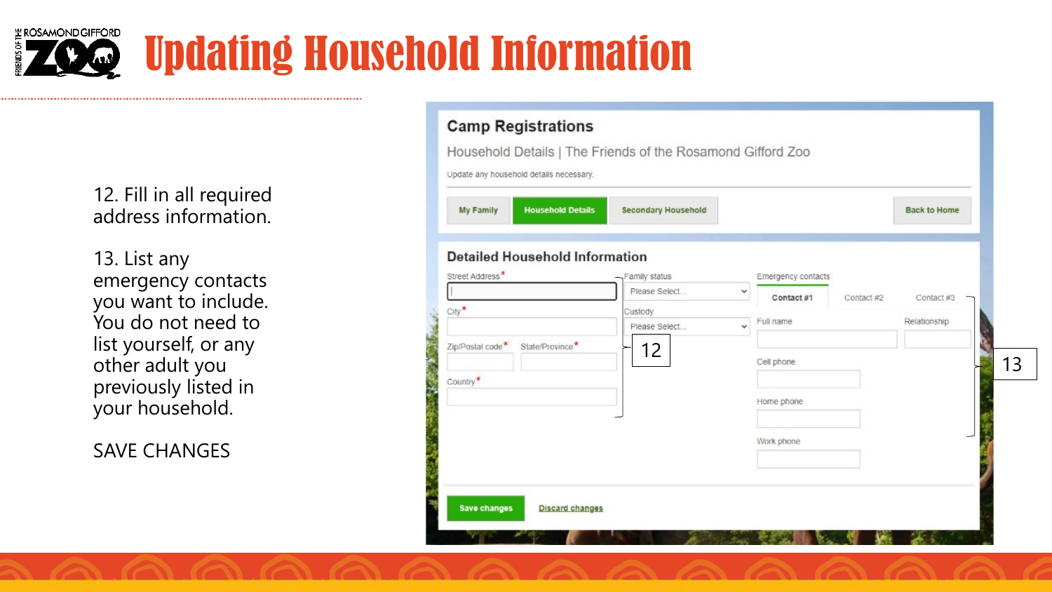# Updating Household Information

12. Fill in all required address information.

13. List any emergency contacts you want to include. You do not need to list yourself, or any other adult you previously listed in your household.

SAVE CHANGES

## Camp Registrations

Household Details | The Friends of the Rosamond Gifford Zoo

Update any household details necessary.

My Family | Household Details | Secondary Household | Back to Home

### Detailed Household Information

Street Address*

City*

Zip/Postal code* State/Province*

Country*

Family status: Please Select...

Custody: Please Select...

12

Emergency contacts

Contact #1 | Contact #2 | Contact #3

Full name

Relationship

Cell phone

Home phone

Work phone

13

Save changes | Discard changes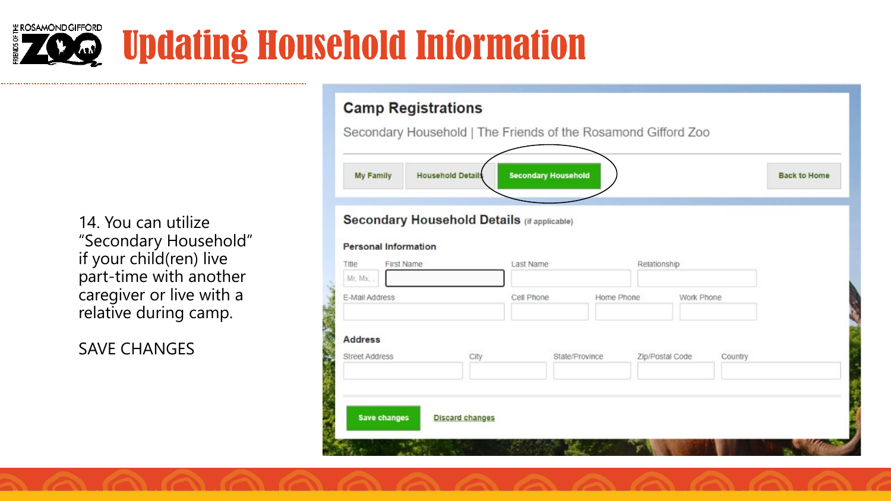# Updating Household Information

14. You can utilize "Secondary Household" if your child(ren) live part-time with another caregiver or live with a relative during camp.

SAVE CHANGES

## Camp Registrations

Secondary Household | The Friends of the Rosamond Gifford Zoo

My Family | Household Details | Secondary Household | Back to Home

### Secondary Household Details (if applicable)

**Personal Information**

Title | First Name | Last Name | Relationship

E-Mail Address | Cell Phone | Home Phone | Work Phone

**Address**

Street Address | City | State/Province | Zip/Postal Code | Country

Save changes | Discard changes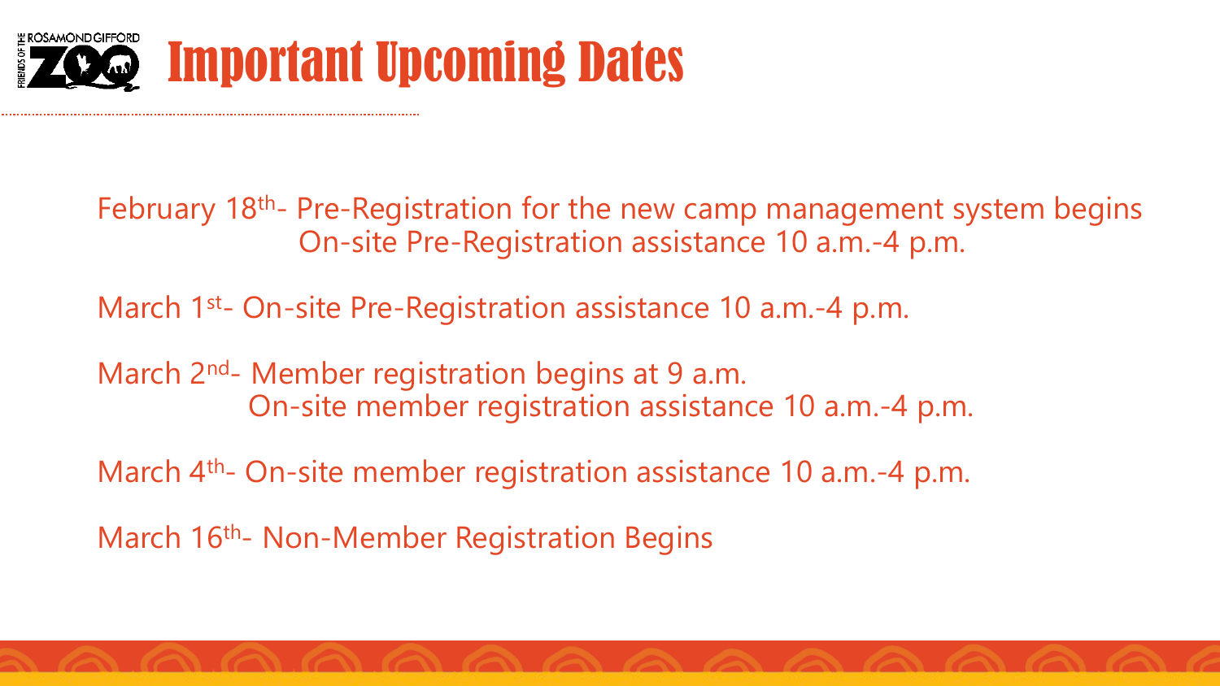# Important Upcoming Dates

February 18th- Pre-Registration for the new camp management system begins
On-site Pre-Registration assistance 10 a.m.-4 p.m.

March 1st- On-site Pre-Registration assistance 10 a.m.-4 p.m.

March 2nd- Member registration begins at 9 a.m.
On-site member registration assistance 10 a.m.-4 p.m.

March 4th- On-site member registration assistance 10 a.m.-4 p.m.

March 16th- Non-Member Registration Begins